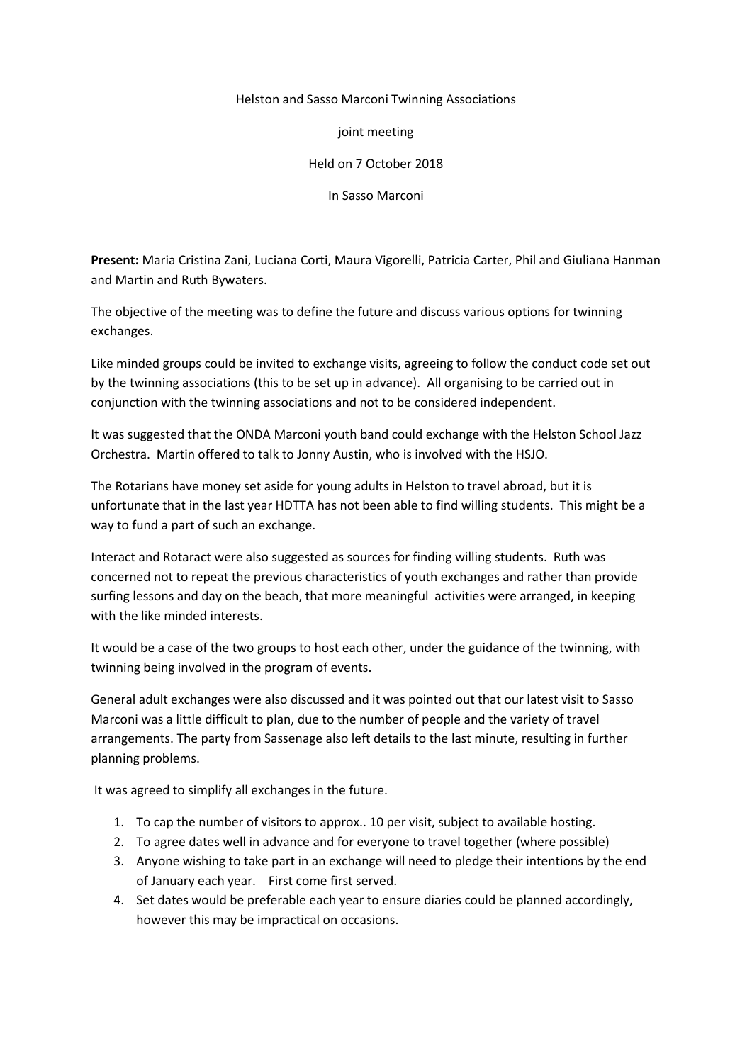Helston and Sasso Marconi Twinning Associations

joint meeting

Held on 7 October 2018

In Sasso Marconi

**Present:** Maria Cristina Zani, Luciana Corti, Maura Vigorelli, Patricia Carter, Phil and Giuliana Hanman and Martin and Ruth Bywaters.

The objective of the meeting was to define the future and discuss various options for twinning exchanges.

Like minded groups could be invited to exchange visits, agreeing to follow the conduct code set out by the twinning associations (this to be set up in advance). All organising to be carried out in conjunction with the twinning associations and not to be considered independent.

It was suggested that the ONDA Marconi youth band could exchange with the Helston School Jazz Orchestra. Martin offered to talk to Jonny Austin, who is involved with the HSJO.

The Rotarians have money set aside for young adults in Helston to travel abroad, but it is unfortunate that in the last year HDTTA has not been able to find willing students. This might be a way to fund a part of such an exchange.

Interact and Rotaract were also suggested as sources for finding willing students. Ruth was concerned not to repeat the previous characteristics of youth exchanges and rather than provide surfing lessons and day on the beach, that more meaningful activities were arranged, in keeping with the like minded interests.

It would be a case of the two groups to host each other, under the guidance of the twinning, with twinning being involved in the program of events.

General adult exchanges were also discussed and it was pointed out that our latest visit to Sasso Marconi was a little difficult to plan, due to the number of people and the variety of travel arrangements. The party from Sassenage also left details to the last minute, resulting in further planning problems.

It was agreed to simplify all exchanges in the future.

1. To cap the number of visitors to approx.. 10 per visit, subject to available hosting.
2. To agree dates well in advance and for everyone to travel together (where possible)
3. Anyone wishing to take part in an exchange will need to pledge their intentions by the end of January each year. First come first served.
4. Set dates would be preferable each year to ensure diaries could be planned accordingly, however this may be impractical on occasions.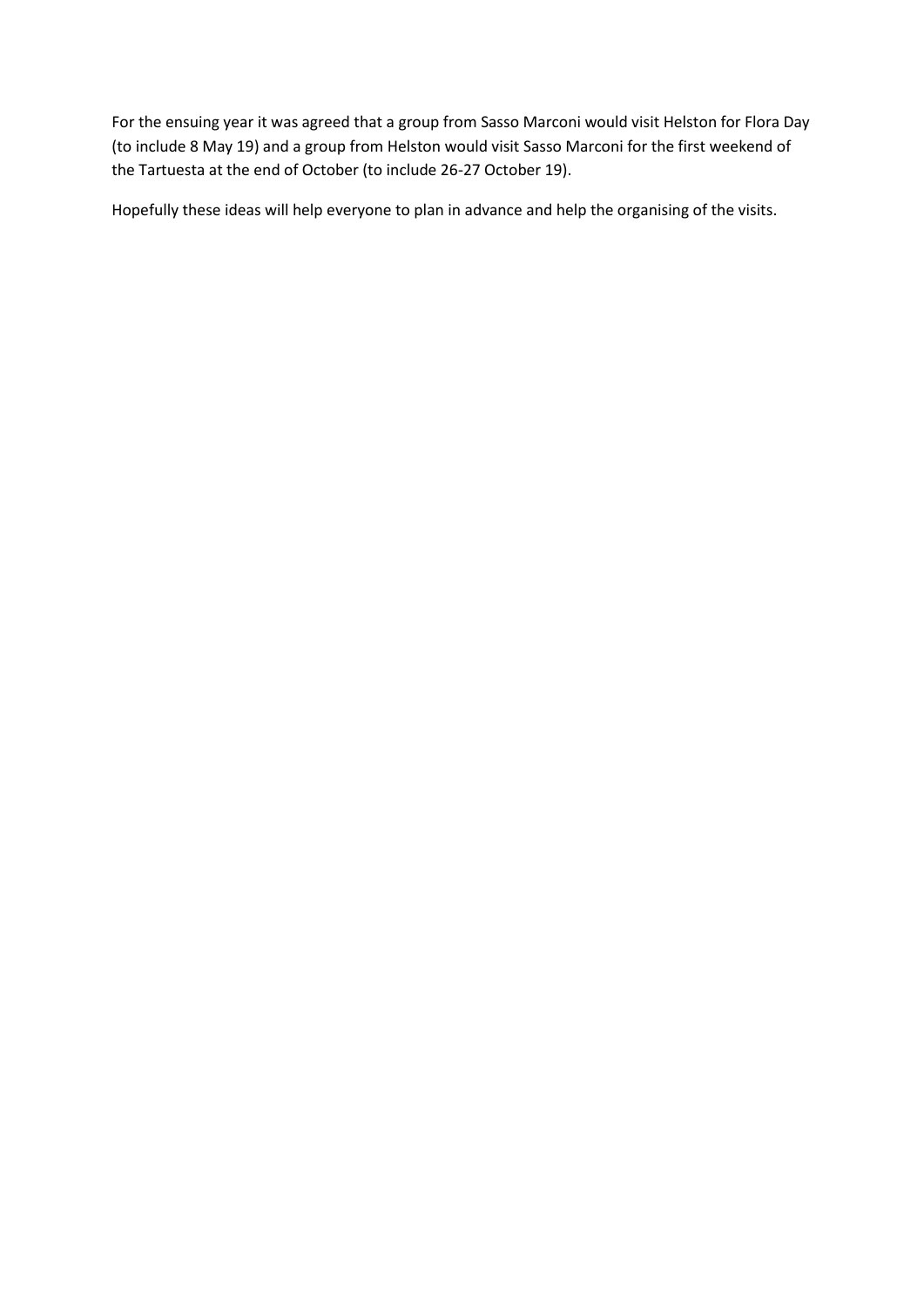For the ensuing year it was agreed that a group from Sasso Marconi would visit Helston for Flora Day (to include 8 May 19) and a group from Helston would visit Sasso Marconi for the first weekend of the Tartuesta at the end of October (to include 26-27 October 19).

Hopefully these ideas will help everyone to plan in advance and help the organising of the visits.